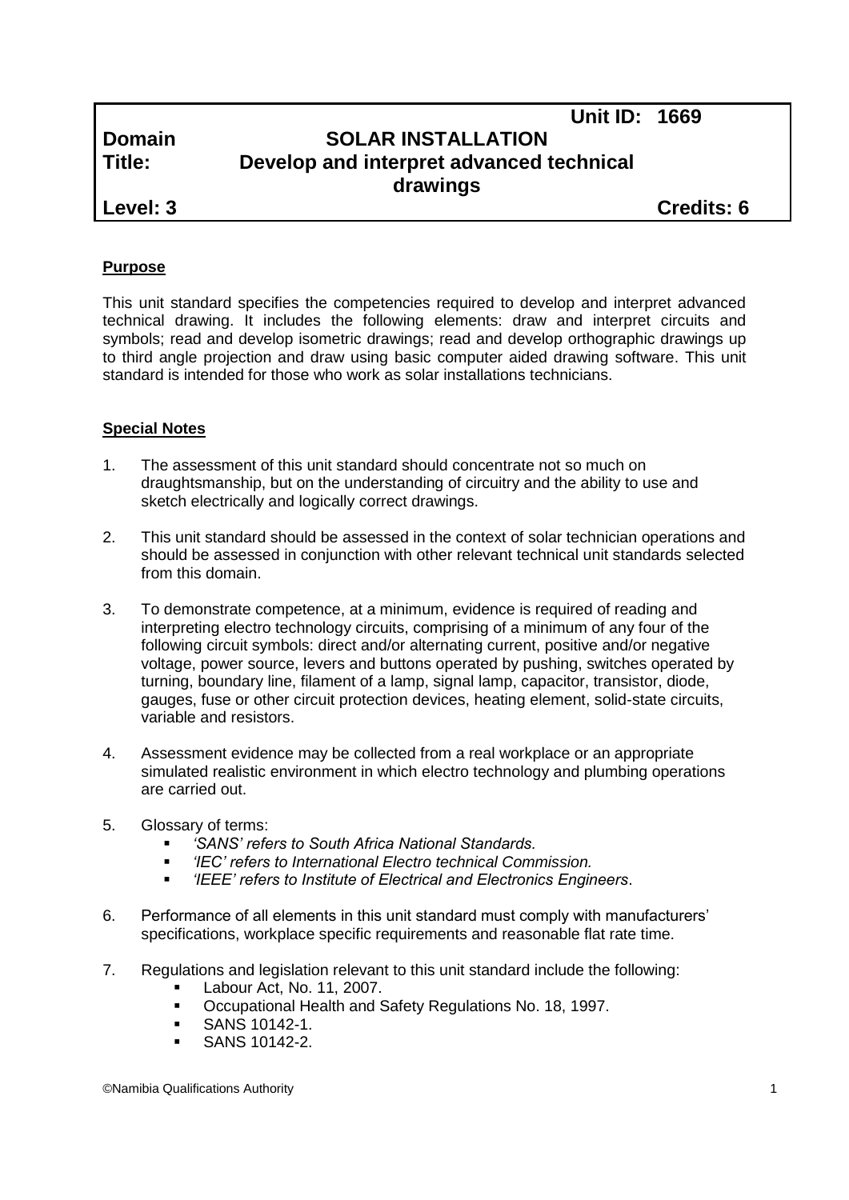| | | |
|---|---|---|
| | | **Unit ID: 1669** |
| **Domain** | **SOLAR INSTALLATION** | |
| **Title:** | **Develop and interpret advanced technical drawings** | |
| **Level: 3** | | **Credits: 6** |

## Purpose

This unit standard specifies the competencies required to develop and interpret advanced technical drawing. It includes the following elements: draw and interpret circuits and symbols; read and develop isometric drawings; read and develop orthographic drawings up to third angle projection and draw using basic computer aided drawing software. This unit standard is intended for those who work as solar installations technicians.

## Special Notes

1. The assessment of this unit standard should concentrate not so much on draughtsmanship, but on the understanding of circuitry and the ability to use and sketch electrically and logically correct drawings.

2. This unit standard should be assessed in the context of solar technician operations and should be assessed in conjunction with other relevant technical unit standards selected from this domain.

3. To demonstrate competence, at a minimum, evidence is required of reading and interpreting electro technology circuits, comprising of a minimum of any four of the following circuit symbols: direct and/or alternating current, positive and/or negative voltage, power source, levers and buttons operated by pushing, switches operated by turning, boundary line, filament of a lamp, signal lamp, capacitor, transistor, diode, gauges, fuse or other circuit protection devices, heating element, solid-state circuits, variable and resistors.

4. Assessment evidence may be collected from a real workplace or an appropriate simulated realistic environment in which electro technology and plumbing operations are carried out.

5. Glossary of terms:
   - *'SANS' refers to South Africa National Standards.*
   - *'IEC' refers to International Electro technical Commission.*
   - *'IEEE' refers to Institute of Electrical and Electronics Engineers*.

6. Performance of all elements in this unit standard must comply with manufacturers' specifications, workplace specific requirements and reasonable flat rate time.

7. Regulations and legislation relevant to this unit standard include the following:
   - Labour Act, No. 11, 2007.
   - Occupational Health and Safety Regulations No. 18, 1997.
   - SANS 10142-1.
   - SANS 10142-2.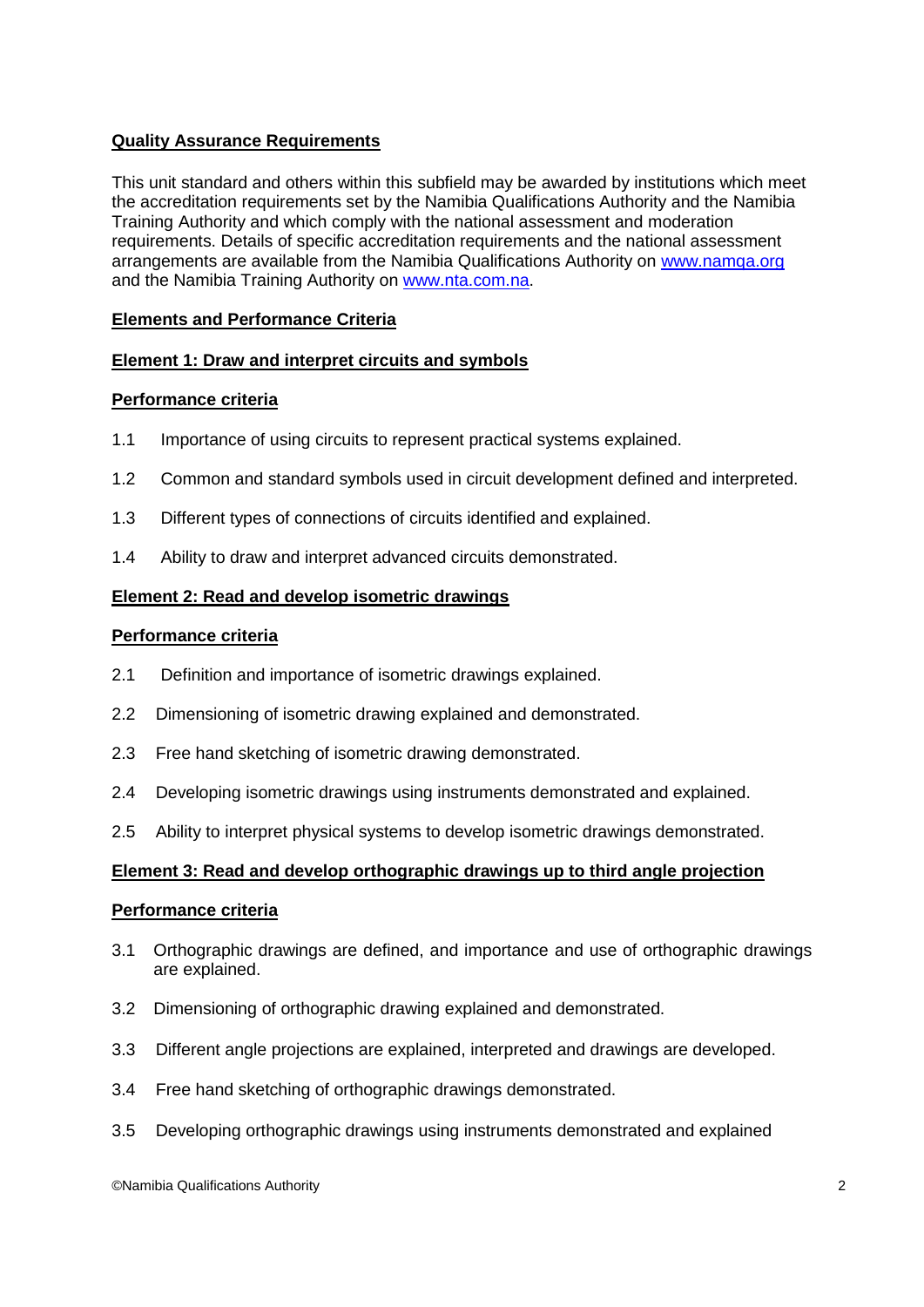**Quality Assurance Requirements**

This unit standard and others within this subfield may be awarded by institutions which meet the accreditation requirements set by the Namibia Qualifications Authority and the Namibia Training Authority and which comply with the national assessment and moderation requirements. Details of specific accreditation requirements and the national assessment arrangements are available from the Namibia Qualifications Authority on www.namqa.org and the Namibia Training Authority on www.nta.com.na.

**Elements and Performance Criteria**

**Element 1: Draw and interpret circuits and symbols**

**Performance criteria**

1.1 Importance of using circuits to represent practical systems explained.

1.2 Common and standard symbols used in circuit development defined and interpreted.

1.3 Different types of connections of circuits identified and explained.

1.4 Ability to draw and interpret advanced circuits demonstrated.

**Element 2: Read and develop isometric drawings**

**Performance criteria**

2.1 Definition and importance of isometric drawings explained.

2.2 Dimensioning of isometric drawing explained and demonstrated.

2.3 Free hand sketching of isometric drawing demonstrated.

2.4 Developing isometric drawings using instruments demonstrated and explained.

2.5 Ability to interpret physical systems to develop isometric drawings demonstrated.

**Element 3: Read and develop orthographic drawings up to third angle projection**

**Performance criteria**

3.1 Orthographic drawings are defined, and importance and use of orthographic drawings are explained.

3.2 Dimensioning of orthographic drawing explained and demonstrated.

3.3 Different angle projections are explained, interpreted and drawings are developed.

3.4 Free hand sketching of orthographic drawings demonstrated.

3.5 Developing orthographic drawings using instruments demonstrated and explained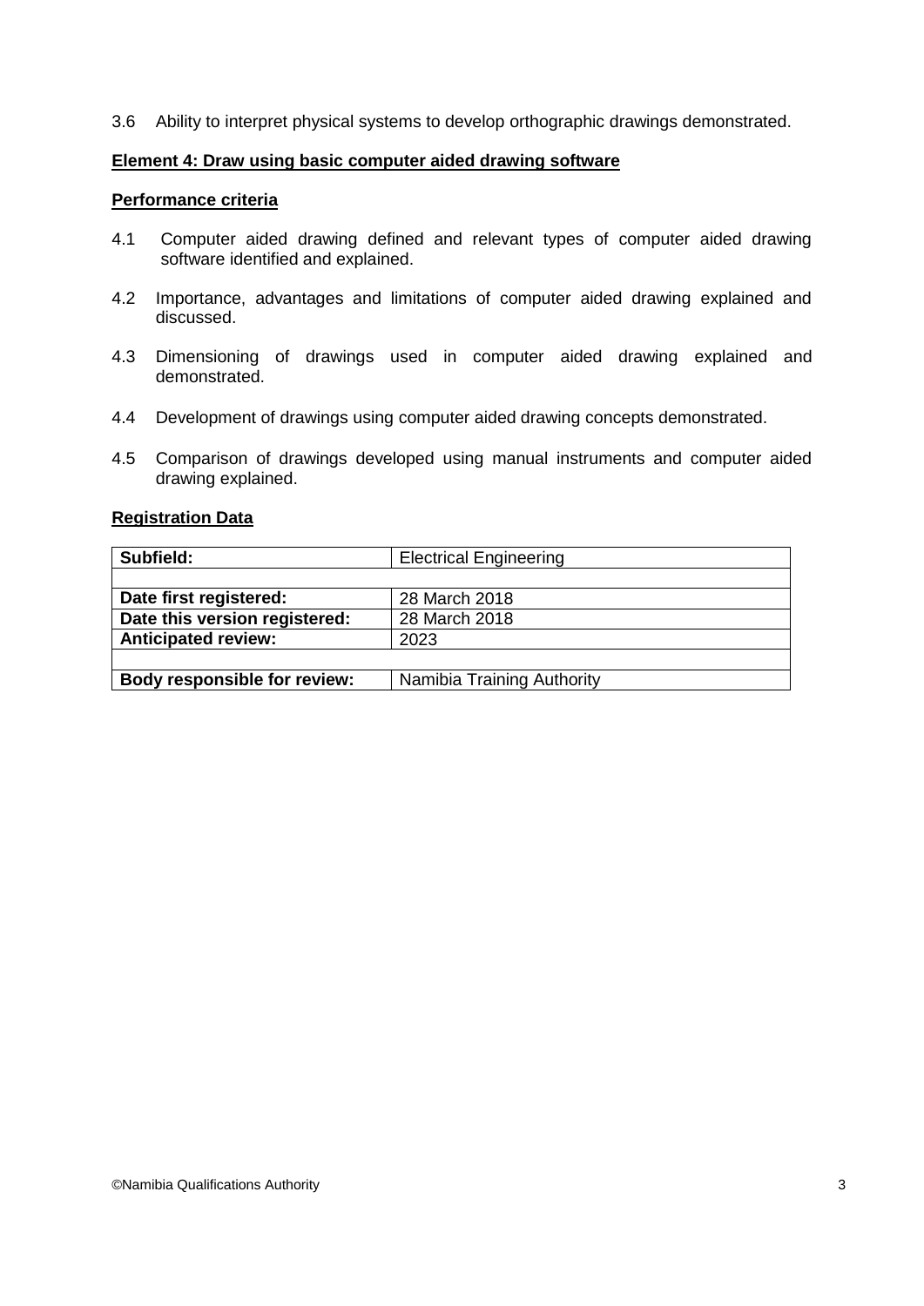3.6 Ability to interpret physical systems to develop orthographic drawings demonstrated.

**Element 4: Draw using basic computer aided drawing software**

**Performance criteria**

4.1 Computer aided drawing defined and relevant types of computer aided drawing software identified and explained.

4.2 Importance, advantages and limitations of computer aided drawing explained and discussed.

4.3 Dimensioning of drawings used in computer aided drawing explained and demonstrated.

4.4 Development of drawings using computer aided drawing concepts demonstrated.

4.5 Comparison of drawings developed using manual instruments and computer aided drawing explained.

**Registration Data**

| | |
|---|---|
| **Subfield:** | Electrical Engineering |
| | |
| **Date first registered:** | 28 March 2018 |
| **Date this version registered:** | 28 March 2018 |
| **Anticipated review:** | 2023 |
| | |
| **Body responsible for review:** | Namibia Training Authority |

©Namibia Qualifications Authority